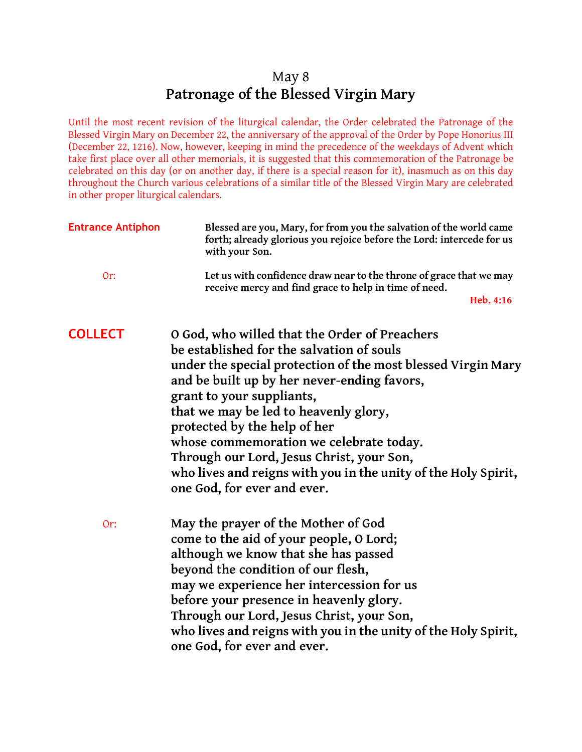May 8

# Patronage of the Blessed Virgin Mary

Until the most recent revision of the liturgical calendar, the Order celebrated the Patronage of the Blessed Virgin Mary on December 22, the anniversary of the approval of the Order by Pope Honorius III (December 22, 1216). Now, however, keeping in mind the precedence of the weekdays of Advent which take first place over all other memorials, it is suggested that this commemoration of the Patronage be celebrated on this day (or on another day, if there is a special reason for it), inasmuch as on this day throughout the Church various celebrations of a similar title of the Blessed Virgin Mary are celebrated in other proper liturgical calendars.

**Entrance Antiphon**

**Blessed are you, Mary, for from you the salvation of the world came forth; already glorious you rejoice before the Lord: intercede for us with your Son.**

Or:

**Let us with confidence draw near to the throne of grace that we may receive mercy and find grace to help in time of need.**

**Heb. 4:16**

## COLLECT

**O God, who willed that the Order of Preachers
be established for the salvation of souls
under the special protection of the most blessed Virgin Mary
and be built up by her never-ending favors,
grant to your suppliants,
that we may be led to heavenly glory,
protected by the help of her
whose commemoration we celebrate today.
Through our Lord, Jesus Christ, your Son,
who lives and reigns with you in the unity of the Holy Spirit,
one God, for ever and ever.**

Or:

**May the prayer of the Mother of God
come to the aid of your people, O Lord;
although we know that she has passed
beyond the condition of our flesh,
may we experience her intercession for us
before your presence in heavenly glory.
Through our Lord, Jesus Christ, your Son,
who lives and reigns with you in the unity of the Holy Spirit,
one God, for ever and ever.**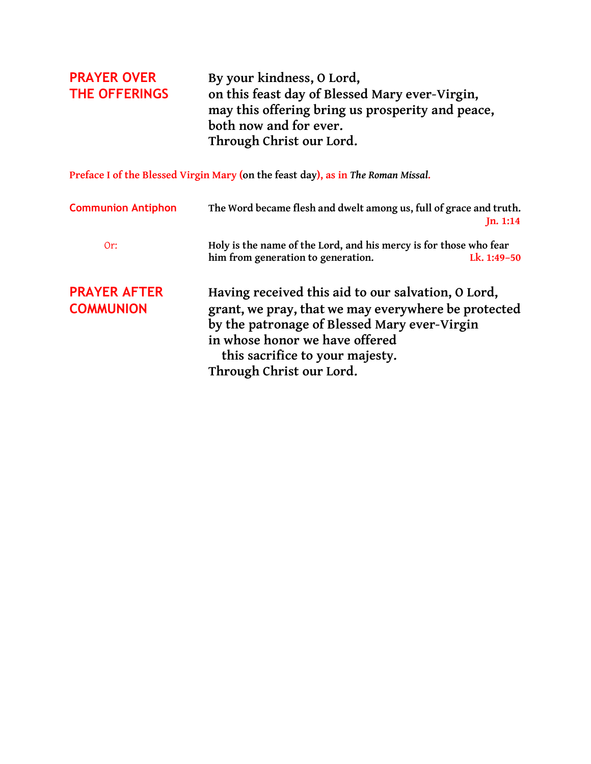**PRAYER OVER THE OFFERINGS**

**By your kindness, O Lord,**
**on this feast day of Blessed Mary ever-Virgin,**
**may this offering bring us prosperity and peace,**
**both now and for ever.**
**Through Christ our Lord.**

**Preface I of the Blessed Virgin Mary (on the feast day), as in *The Roman Missal*.**

**Communion Antiphon**

**The Word became flesh and dwelt among us, full of grace and truth.**
**Jn. 1:14**

Or:

**Holy is the name of the Lord, and his mercy is for those who fear him from generation to generation.** **Lk. 1:49–50**

**PRAYER AFTER COMMUNION**

**Having received this aid to our salvation, O Lord,**
**grant, we pray, that we may everywhere be protected**
**by the patronage of Blessed Mary ever-Virgin**
**in whose honor we have offered**
**this sacrifice to your majesty.**
**Through Christ our Lord.**